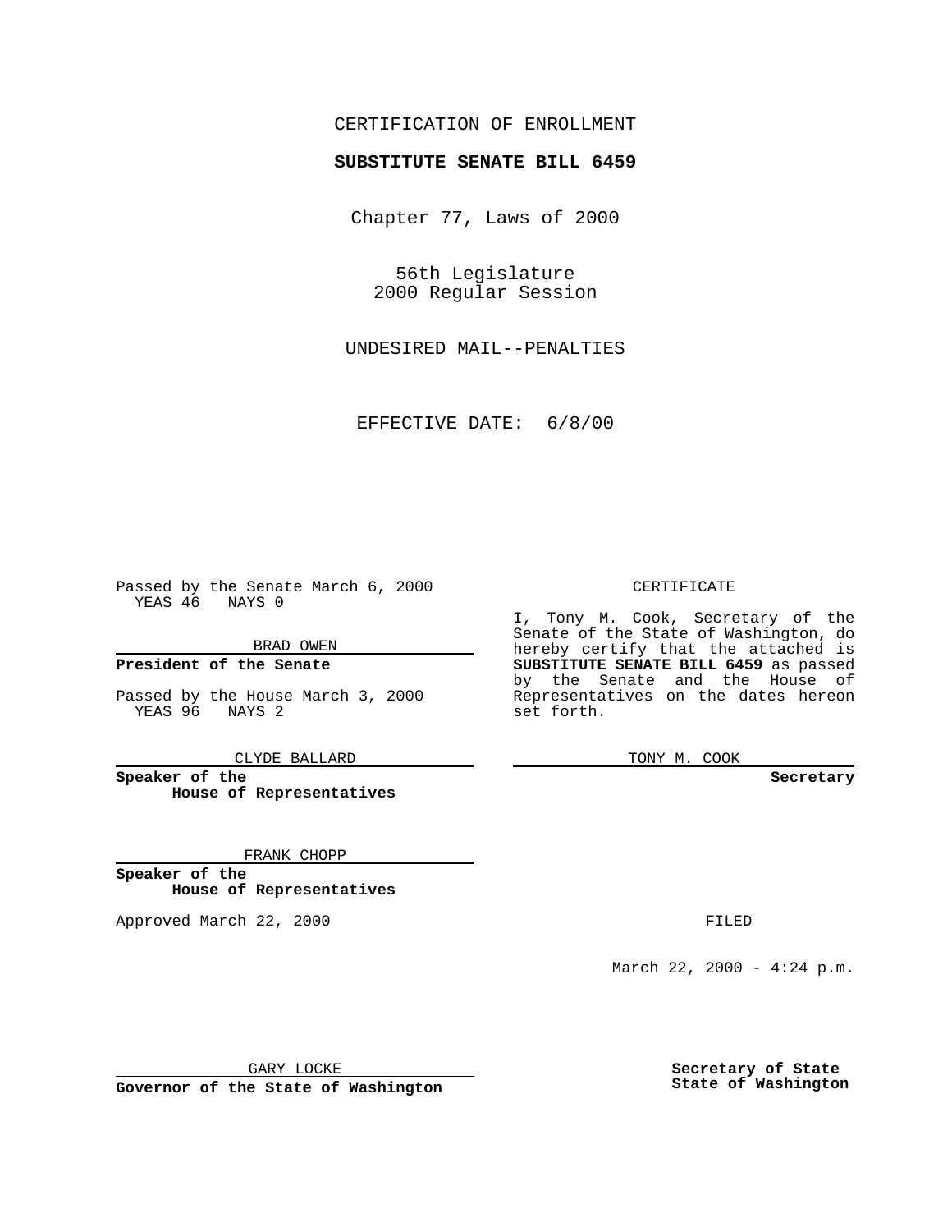CERTIFICATION OF ENROLLMENT

**SUBSTITUTE SENATE BILL 6459**

Chapter 77, Laws of 2000

56th Legislature
2000 Regular Session

UNDESIRED MAIL--PENALTIES

EFFECTIVE DATE: 6/8/00

Passed by the Senate March 6, 2000
YEAS 46 NAYS 0

BRAD OWEN

**President of the Senate**

Passed by the House March 3, 2000
YEAS 96 NAYS 2

CLYDE BALLARD

**Speaker of the House of Representatives**

FRANK CHOPP

**Speaker of the House of Representatives**

Approved March 22, 2000

GARY LOCKE

**Governor of the State of Washington**

CERTIFICATE

I, Tony M. Cook, Secretary of the Senate of the State of Washington, do hereby certify that the attached is **SUBSTITUTE SENATE BILL 6459** as passed by the Senate and the House of Representatives on the dates hereon set forth.

TONY M. COOK

**Secretary**

FILED

March 22, 2000 - 4:24 p.m.

**Secretary of State State of Washington**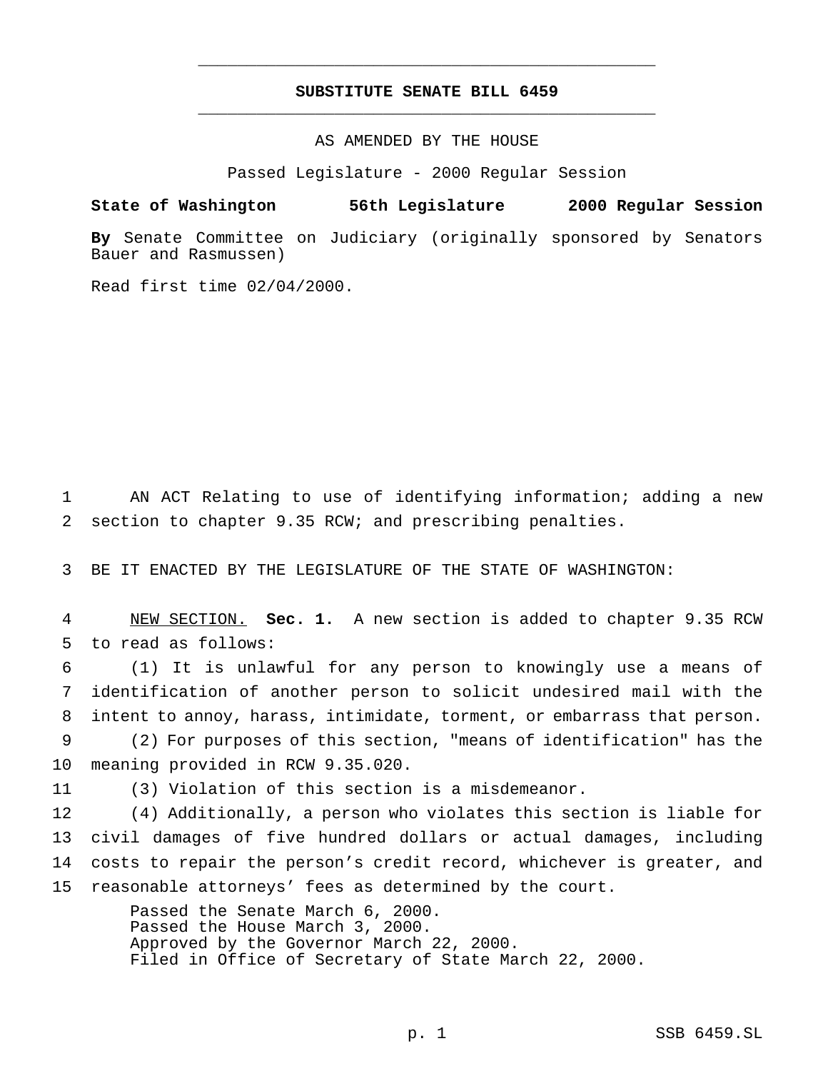# SUBSTITUTE SENATE BILL 6459

AS AMENDED BY THE HOUSE

Passed Legislature - 2000 Regular Session

**State of Washington 56th Legislature 2000 Regular Session**

**By** Senate Committee on Judiciary (originally sponsored by Senators Bauer and Rasmussen)

Read first time 02/04/2000.

AN ACT Relating to use of identifying information; adding a new section to chapter 9.35 RCW; and prescribing penalties.

BE IT ENACTED BY THE LEGISLATURE OF THE STATE OF WASHINGTON:

NEW SECTION. **Sec. 1.** A new section is added to chapter 9.35 RCW to read as follows:

(1) It is unlawful for any person to knowingly use a means of identification of another person to solicit undesired mail with the intent to annoy, harass, intimidate, torment, or embarrass that person.

(2) For purposes of this section, "means of identification" has the meaning provided in RCW 9.35.020.

(3) Violation of this section is a misdemeanor.

(4) Additionally, a person who violates this section is liable for civil damages of five hundred dollars or actual damages, including costs to repair the person's credit record, whichever is greater, and reasonable attorneys' fees as determined by the court.

Passed the Senate March 6, 2000.
Passed the House March 3, 2000.
Approved by the Governor March 22, 2000.
Filed in Office of Secretary of State March 22, 2000.